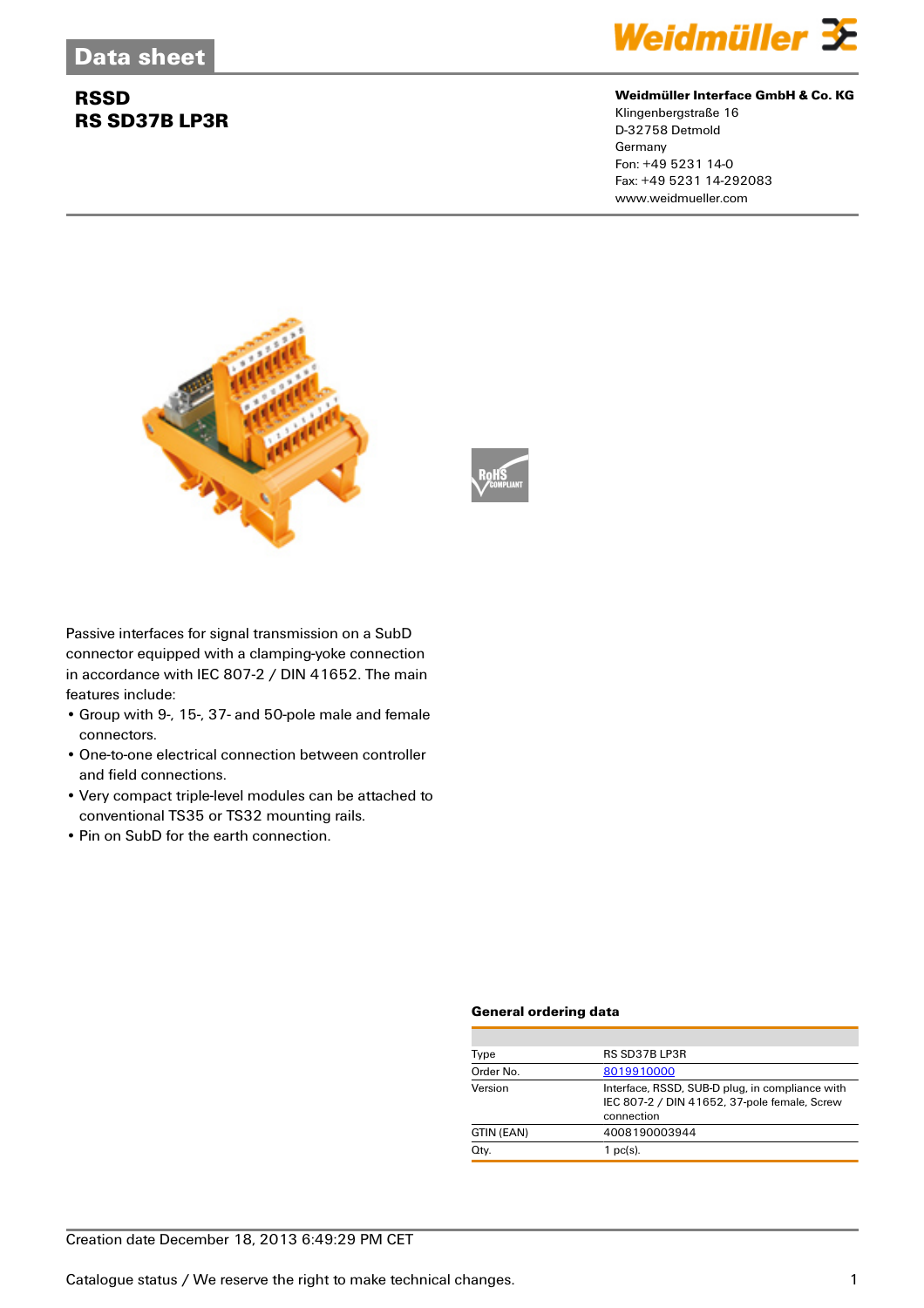# Data sheet

## RSSD
## RS SD37B LP3R

**Weidmüller Interface GmbH & Co. KG**
Klingenbergstraße 16
D-32758 Detmold
Germany
Fon: +49 5231 14-0
Fax: +49 5231 14-292083
www.weidmueller.com

Passive interfaces for signal transmission on a SubD connector equipped with a clamping-yoke connection in accordance with IEC 807-2 / DIN 41652. The main features include:

- Group with 9-, 15-, 37- and 50-pole male and female connectors.
- One-to-one electrical connection between controller and field connections.
- Very compact triple-level modules can be attached to conventional TS35 or TS32 mounting rails.
- Pin on SubD for the earth connection.

### General ordering data

| | |
|---|---|
| Type | RS SD37B LP3R |
| Order No. | 8019910000 |
| Version | Interface, RSSD, SUB-D plug, in compliance with IEC 807-2 / DIN 41652, 37-pole female, Screw connection |
| GTIN (EAN) | 4008190003944 |
| Qty. | 1 pc(s). |

Creation date December 18, 2013 6:49:29 PM CET

Catalogue status / We reserve the right to make technical changes.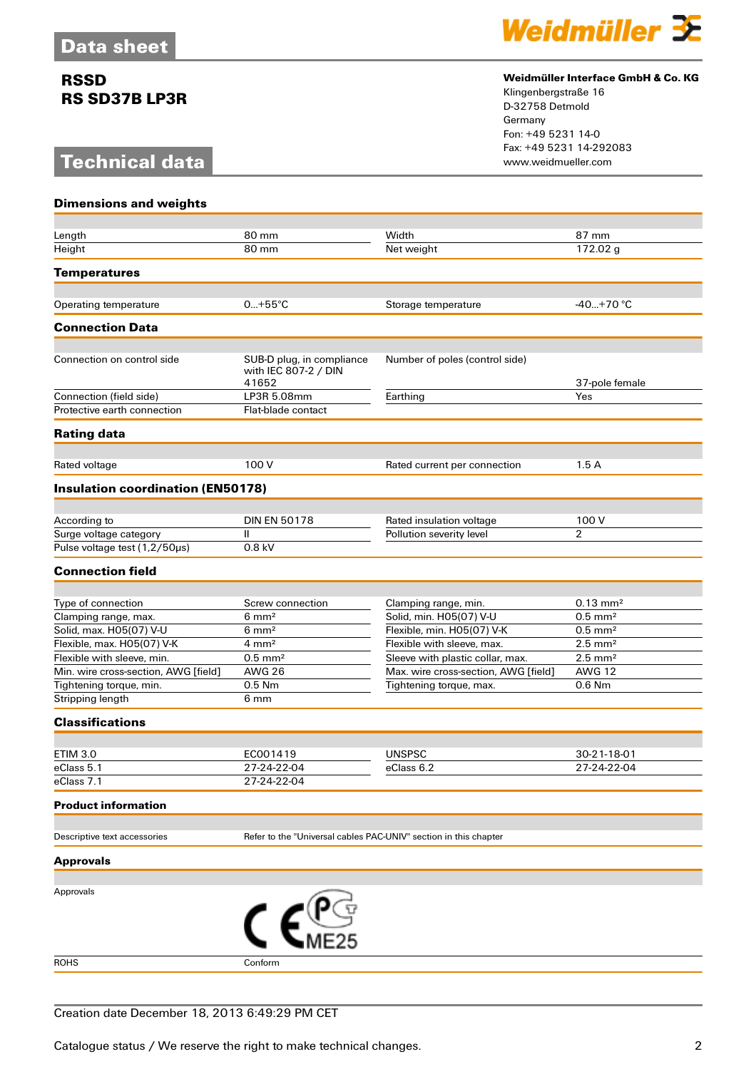# Data sheet

**RSSD**
**RS SD37B LP3R**

**Weidmüller Interface GmbH & Co. KG**
Klingenbergstraße 16
D-32758 Detmold
Germany
Fon: +49 5231 14-0
Fax: +49 5231 14-292083
www.weidmueller.com

# Technical data

## Dimensions and weights

| | | | |
|---|---|---|---|
| Length | 80 mm | Width | 87 mm |
| Height | 80 mm | Net weight | 172.02 g |

## Temperatures

| | | | |
|---|---|---|---|
| Operating temperature | 0...+55°C | Storage temperature | -40...+70 °C |

## Connection Data

| | | | |
|---|---|---|---|
| Connection on control side | SUB-D plug, in compliance with IEC 807-2 / DIN 41652 | Number of poles (control side) | 37-pole female |
| Connection (field side) | LP3R 5.08mm | Earthing | Yes |
| Protective earth connection | Flat-blade contact | | |

## Rating data

| | | | |
|---|---|---|---|
| Rated voltage | 100 V | Rated current per connection | 1.5 A |

## Insulation coordination (EN50178)

| | | | |
|---|---|---|---|
| According to | DIN EN 50178 | Rated insulation voltage | 100 V |
| Surge voltage category | II | Pollution severity level | 2 |
| Pulse voltage test (1,2/50µs) | 0.8 kV | | |

## Connection field

| | | | |
|---|---|---|---|
| Type of connection | Screw connection | Clamping range, min. | 0.13 mm² |
| Clamping range, max. | 6 mm² | Solid, min. H05(07) V-U | 0.5 mm² |
| Solid, max. H05(07) V-U | 6 mm² | Flexible, min. H05(07) V-K | 0.5 mm² |
| Flexible, max. H05(07) V-K | 4 mm² | Flexible with sleeve, max. | 2.5 mm² |
| Flexible with sleeve, min. | 0.5 mm² | Sleeve with plastic collar, max. | 2.5 mm² |
| Min. wire cross-section, AWG [field] | AWG 26 | Max. wire cross-section, AWG [field] | AWG 12 |
| Tightening torque, min. | 0.5 Nm | Tightening torque, max. | 0.6 Nm |
| Stripping length | 6 mm | | |

## Classifications

| | | | |
|---|---|---|---|
| ETIM 3.0 | EC001419 | UNSPSC | 30-21-18-01 |
| eClass 5.1 | 27-24-22-04 | eClass 6.2 | 27-24-22-04 |
| eClass 7.1 | 27-24-22-04 | | |

## Product information

| | |
|---|---|
| Descriptive text accessories | Refer to the "Universal cables PAC-UNIV" section in this chapter |

## Approvals

| | |
|---|---|
| Approvals | CE, PG ME25 |
| ROHS | Conform |

Creation date December 18, 2013 6:49:29 PM CET

Catalogue status / We reserve the right to make technical changes.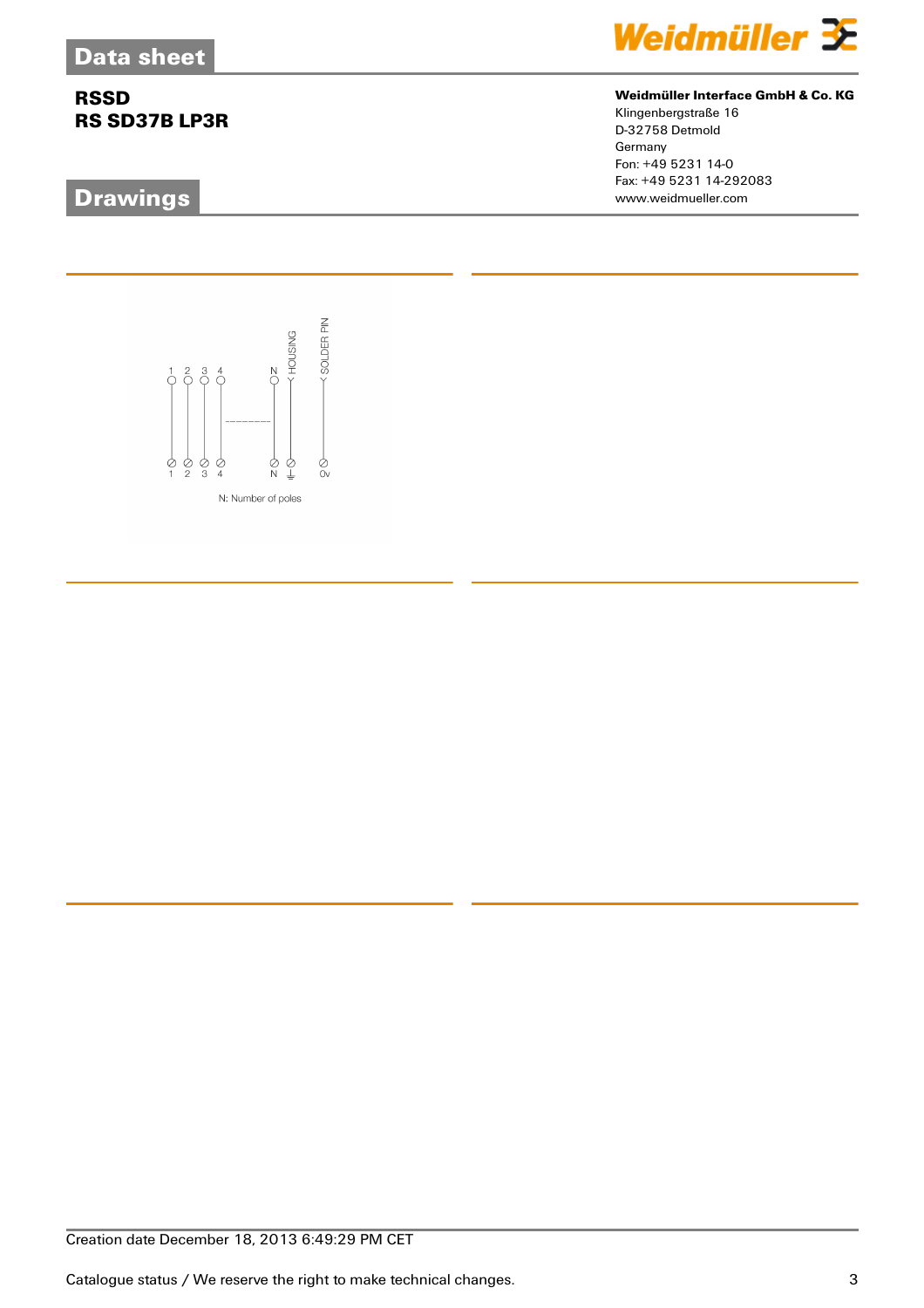# Data sheet

## RSSD
## RS SD37B LP3R

**Weidmüller Interface GmbH & Co. KG**
Klingenbergstraße 16
D-32758 Detmold
Germany
Fon: +49 5231 14-0
Fax: +49 5231 14-292083
www.weidmueller.com

# Drawings

1 2 3 4 N HOUSING SOLDER PIN

1 2 3 4 N ⏚ 0v

N: Number of poles

Creation date December 18, 2013 6:49:29 PM CET

Catalogue status / We reserve the right to make technical changes.